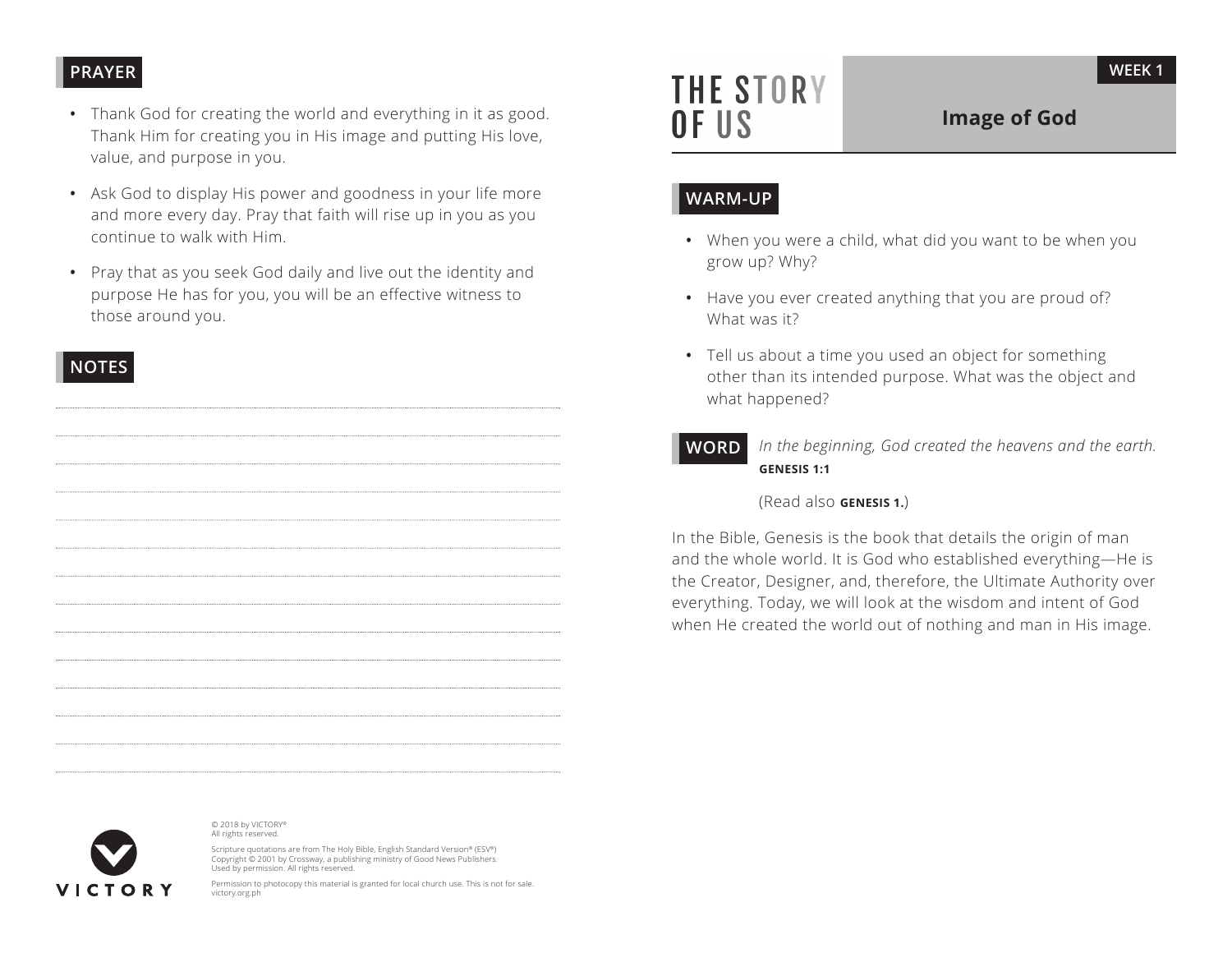# THE STORY OF US

**WEEK 1**

## Image of God

### WARM-UP

- When you were a child, what did you want to be when you grow up? Why?
- Have you ever created anything that you are proud of? What was it?
- Tell us about a time you used an object for something other than its intended purpose. What was the object and what happened?

### WORD

*In the beginning, God created the heavens and the earth.*
**GENESIS 1:1**

(Read also **GENESIS 1.**)

In the Bible, Genesis is the book that details the origin of man and the whole world. It is God who established everything—He is the Creator, Designer, and, therefore, the Ultimate Authority over everything. Today, we will look at the wisdom and intent of God when He created the world out of nothing and man in His image.

### PRAYER

- Thank God for creating the world and everything in it as good. Thank Him for creating you in His image and putting His love, value, and purpose in you.
- Ask God to display His power and goodness in your life more and more every day. Pray that faith will rise up in you as you continue to walk with Him.
- Pray that as you seek God daily and live out the identity and purpose He has for you, you will be an effective witness to those around you.

### NOTES

VICTORY

© 2018 by VICTORY®
All rights reserved.

Scripture quotations are from The Holy Bible, English Standard Version® (ESV®)
Copyright © 2001 by Crossway, a publishing ministry of Good News Publishers.
Used by permission. All rights reserved.

Permission to photocopy this material is granted for local church use. This is not for sale.
victory.org.ph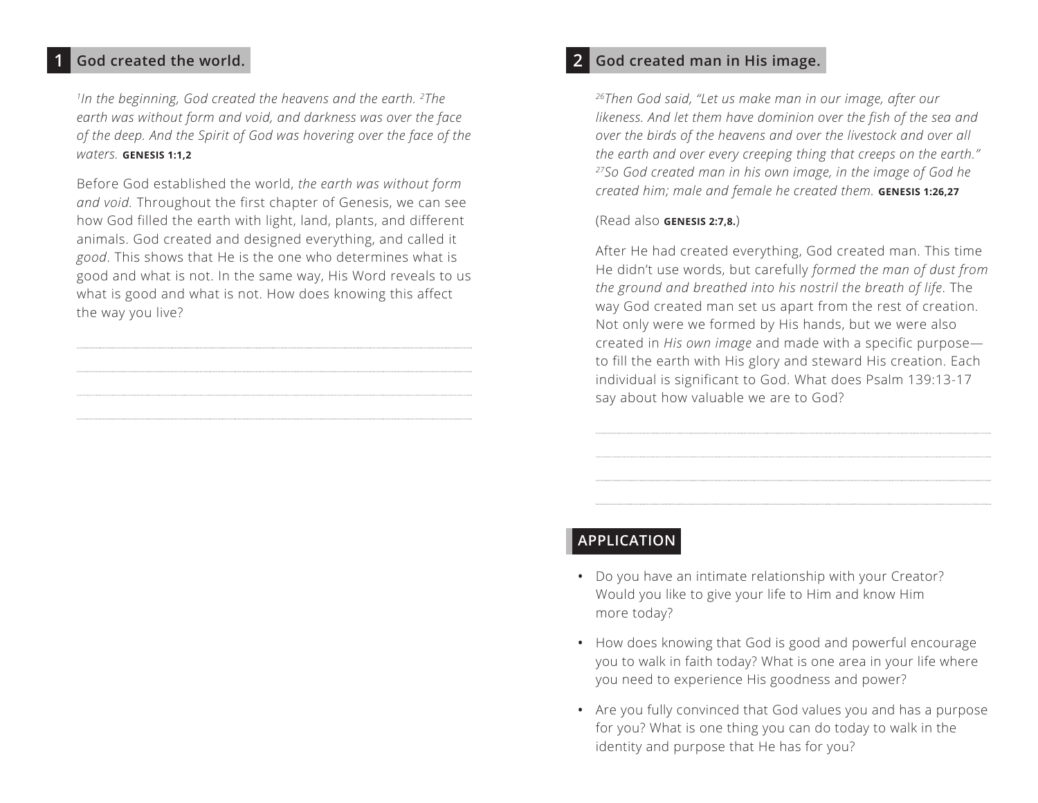## 1 God created the world.

*[1]In the beginning, God created the heavens and the earth. [2]The earth was without form and void, and darkness was over the face of the deep. And the Spirit of God was hovering over the face of the waters.* **GENESIS 1:1,2**

Before God established the world, *the earth was without form and void.* Throughout the first chapter of Genesis, we can see how God filled the earth with light, land, plants, and different animals. God created and designed everything, and called it *good*. This shows that He is the one who determines what is good and what is not. In the same way, His Word reveals to us what is good and what is not. How does knowing this affect the way you live?

## 2 God created man in His image.

*[26]Then God said, "Let us make man in our image, after our likeness. And let them have dominion over the fish of the sea and over the birds of the heavens and over the livestock and over all the earth and over every creeping thing that creeps on the earth." [27]So God created man in his own image, in the image of God he created him; male and female he created them.* **GENESIS 1:26,27**

(Read also **GENESIS 2:7,8.**)

After He had created everything, God created man. This time He didn't use words, but carefully *formed the man of dust from the ground and breathed into his nostril the breath of life*. The way God created man set us apart from the rest of creation. Not only were we formed by His hands, but we were also created in *His own image* and made with a specific purpose—to fill the earth with His glory and steward His creation. Each individual is significant to God. What does Psalm 139:13-17 say about how valuable we are to God?

## APPLICATION

- Do you have an intimate relationship with your Creator? Would you like to give your life to Him and know Him more today?
- How does knowing that God is good and powerful encourage you to walk in faith today? What is one area in your life where you need to experience His goodness and power?
- Are you fully convinced that God values you and has a purpose for you? What is one thing you can do today to walk in the identity and purpose that He has for you?